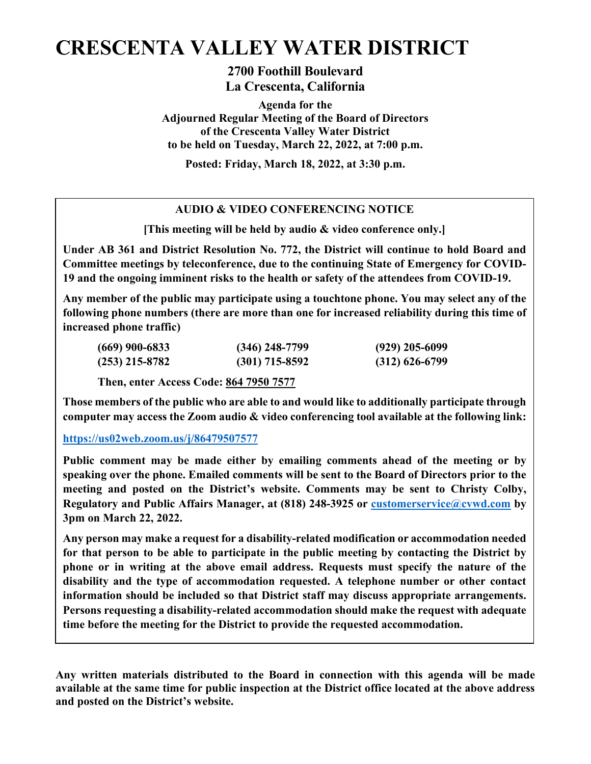# CRESCENTA VALLEY WATER DISTRICT

**2700 Foothill Boulevard**
**La Crescenta, California**

**Agenda for the**
**Adjourned Regular Meeting of the Board of Directors**
**of the Crescenta Valley Water District**
**to be held on Tuesday, March 22, 2022, at 7:00 p.m.**

**Posted: Friday, March 18, 2022, at 3:30 p.m.**

---

**AUDIO & VIDEO CONFERENCING NOTICE**

**[This meeting will be held by audio & video conference only.]**

**Under AB 361 and District Resolution No. 772, the District will continue to hold Board and Committee meetings by teleconference, due to the continuing State of Emergency for COVID-19 and the ongoing imminent risks to the health or safety of the attendees from COVID-19.**

**Any member of the public may participate using a touchtone phone. You may select any of the following phone numbers (there are more than one for increased reliability during this time of increased phone traffic)**

| | | |
|---|---|---|
| **(669) 900-6833** | **(346) 248-7799** | **(929) 205-6099** |
| **(253) 215-8782** | **(301) 715-8592** | **(312) 626-6799** |

**Then, enter Access Code: 864 7950 7577**

**Those members of the public who are able to and would like to additionally participate through computer may access the Zoom audio & video conferencing tool available at the following link:**

**https://us02web.zoom.us/j/86479507577**

**Public comment may be made either by emailing comments ahead of the meeting or by speaking over the phone. Emailed comments will be sent to the Board of Directors prior to the meeting and posted on the District's website. Comments may be sent to Christy Colby, Regulatory and Public Affairs Manager, at (818) 248-3925 or customerservice@cvwd.com by 3pm on March 22, 2022.**

**Any person may make a request for a disability-related modification or accommodation needed for that person to be able to participate in the public meeting by contacting the District by phone or in writing at the above email address. Requests must specify the nature of the disability and the type of accommodation requested. A telephone number or other contact information should be included so that District staff may discuss appropriate arrangements. Persons requesting a disability-related accommodation should make the request with adequate time before the meeting for the District to provide the requested accommodation.**

---

**Any written materials distributed to the Board in connection with this agenda will be made available at the same time for public inspection at the District office located at the above address and posted on the District's website.**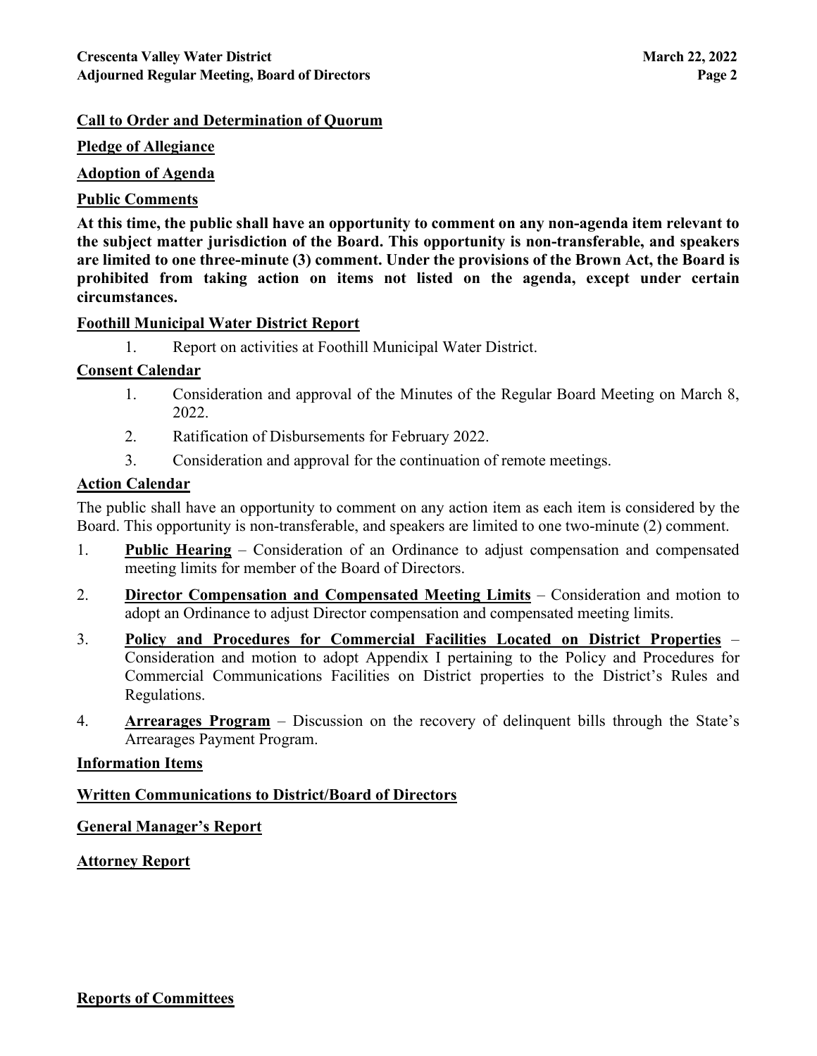**Call to Order and Determination of Quorum**

**Pledge of Allegiance**

**Adoption of Agenda**

**Public Comments**

**At this time, the public shall have an opportunity to comment on any non-agenda item relevant to the subject matter jurisdiction of the Board. This opportunity is non-transferable, and speakers are limited to one three-minute (3) comment. Under the provisions of the Brown Act, the Board is prohibited from taking action on items not listed on the agenda, except under certain circumstances.**

**Foothill Municipal Water District Report**

1. Report on activities at Foothill Municipal Water District.

**Consent Calendar**

1. Consideration and approval of the Minutes of the Regular Board Meeting on March 8, 2022.
2. Ratification of Disbursements for February 2022.
3. Consideration and approval for the continuation of remote meetings.

**Action Calendar**

The public shall have an opportunity to comment on any action item as each item is considered by the Board. This opportunity is non-transferable, and speakers are limited to one two-minute (2) comment.

1. **Public Hearing** – Consideration of an Ordinance to adjust compensation and compensated meeting limits for member of the Board of Directors.
2. **Director Compensation and Compensated Meeting Limits** – Consideration and motion to adopt an Ordinance to adjust Director compensation and compensated meeting limits.
3. **Policy and Procedures for Commercial Facilities Located on District Properties** – Consideration and motion to adopt Appendix I pertaining to the Policy and Procedures for Commercial Communications Facilities on District properties to the District's Rules and Regulations.
4. **Arrearages Program** – Discussion on the recovery of delinquent bills through the State's Arrearages Payment Program.

**Information Items**

**Written Communications to District/Board of Directors**

**General Manager's Report**

**Attorney Report**

**Reports of Committees**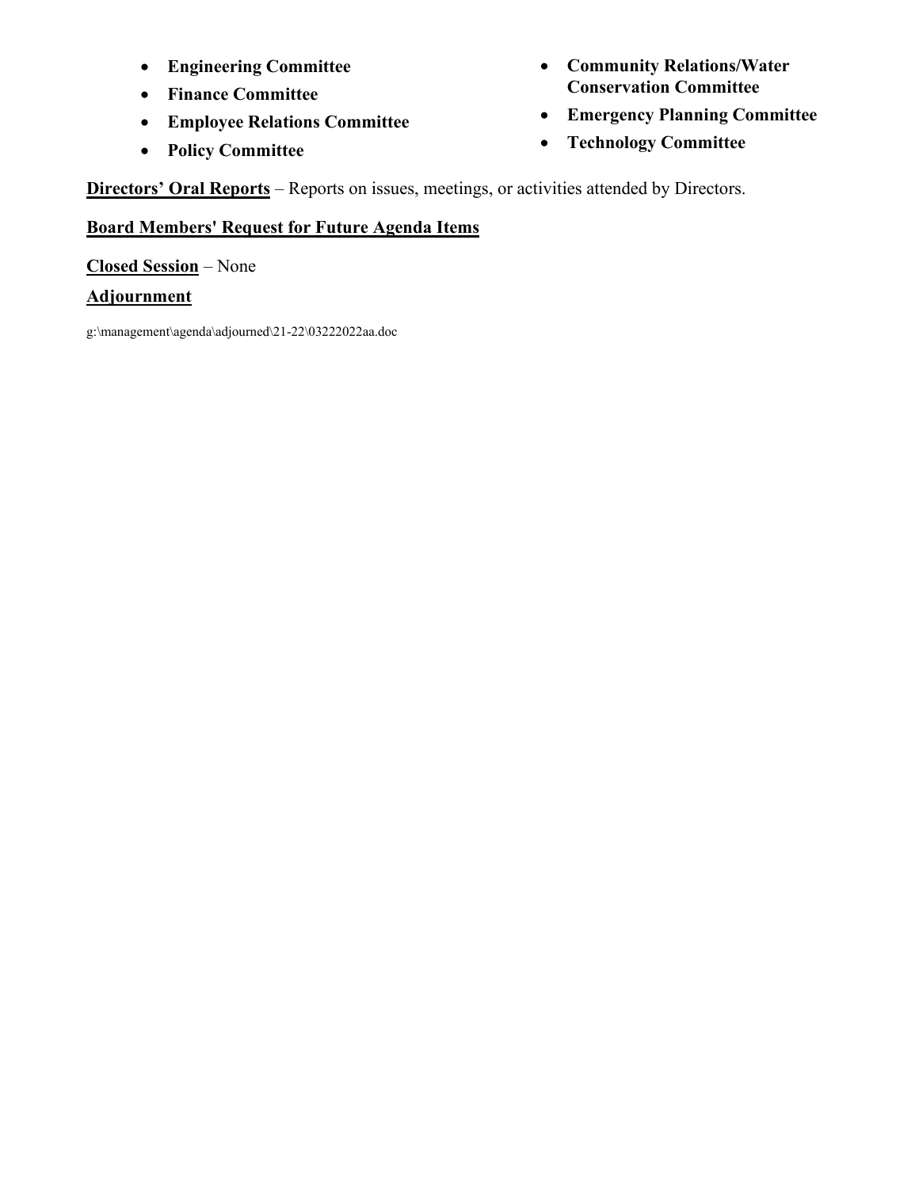- **Engineering Committee**
- **Finance Committee**
- **Employee Relations Committee**
- **Policy Committee**
- **Community Relations/Water Conservation Committee**
- **Emergency Planning Committee**
- **Technology Committee**

**Directors' Oral Reports** – Reports on issues, meetings, or activities attended by Directors.

**Board Members' Request for Future Agenda Items**

**Closed Session** – None

**Adjournment**

g:\management\agenda\adjourned\21-22\03222022aa.doc